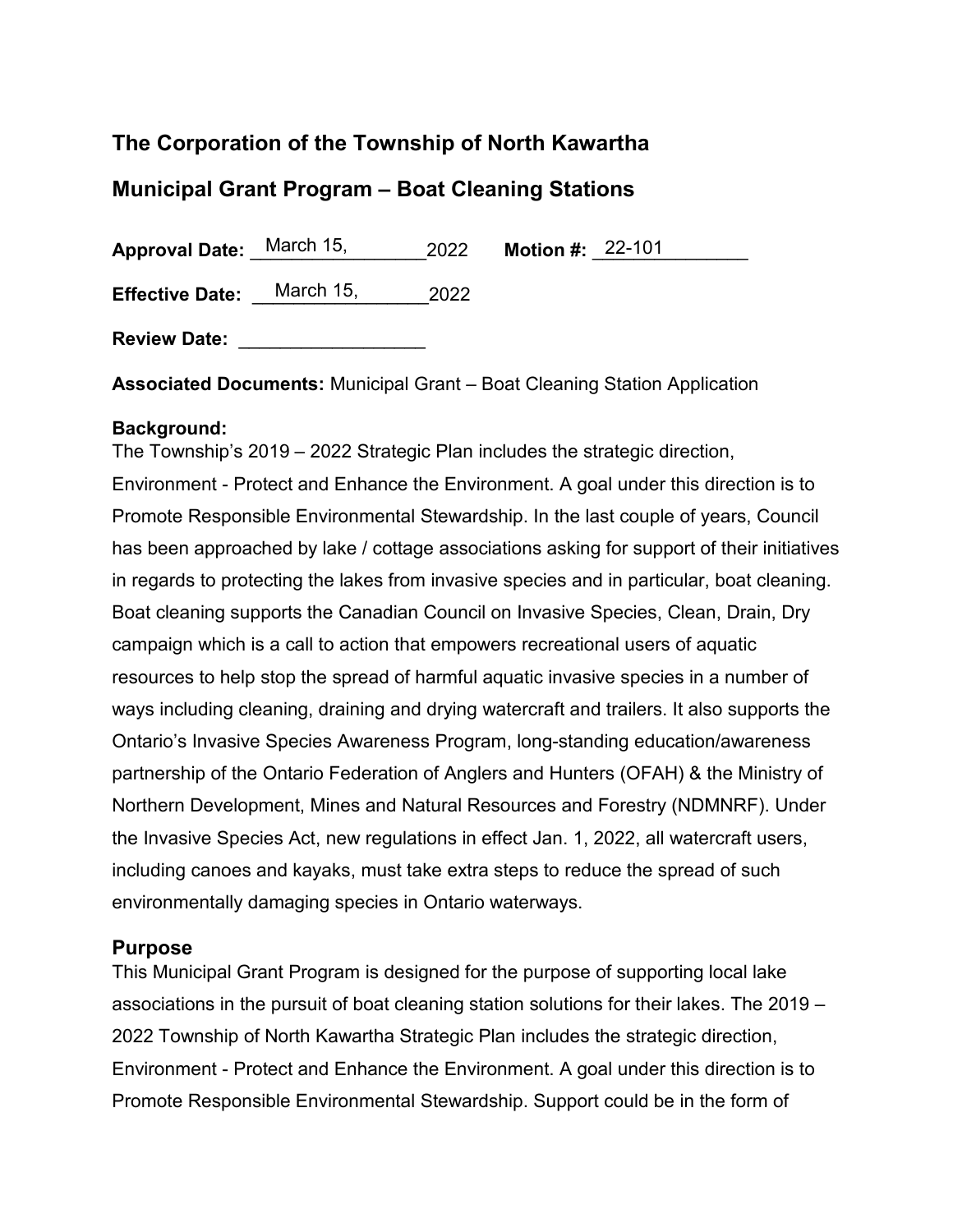# The Corporation of the Township of North Kawartha

## Municipal Grant Program – Boat Cleaning Stations

**Approval Date:** March 15, 2022 **Motion #:** 22-101

**Effective Date:** March 15, 2022

**Review Date:** ___________________

**Associated Documents:** Municipal Grant – Boat Cleaning Station Application

**Background:**
The Township's 2019 – 2022 Strategic Plan includes the strategic direction, Environment - Protect and Enhance the Environment. A goal under this direction is to Promote Responsible Environmental Stewardship. In the last couple of years, Council has been approached by lake / cottage associations asking for support of their initiatives in regards to protecting the lakes from invasive species and in particular, boat cleaning. Boat cleaning supports the Canadian Council on Invasive Species, Clean, Drain, Dry campaign which is a call to action that empowers recreational users of aquatic resources to help stop the spread of harmful aquatic invasive species in a number of ways including cleaning, draining and drying watercraft and trailers. It also supports the Ontario's Invasive Species Awareness Program, long-standing education/awareness partnership of the Ontario Federation of Anglers and Hunters (OFAH) & the Ministry of Northern Development, Mines and Natural Resources and Forestry (NDMNRF). Under the Invasive Species Act, new regulations in effect Jan. 1, 2022, all watercraft users, including canoes and kayaks, must take extra steps to reduce the spread of such environmentally damaging species in Ontario waterways.

### Purpose
This Municipal Grant Program is designed for the purpose of supporting local lake associations in the pursuit of boat cleaning station solutions for their lakes. The 2019 – 2022 Township of North Kawartha Strategic Plan includes the strategic direction, Environment - Protect and Enhance the Environment. A goal under this direction is to Promote Responsible Environmental Stewardship. Support could be in the form of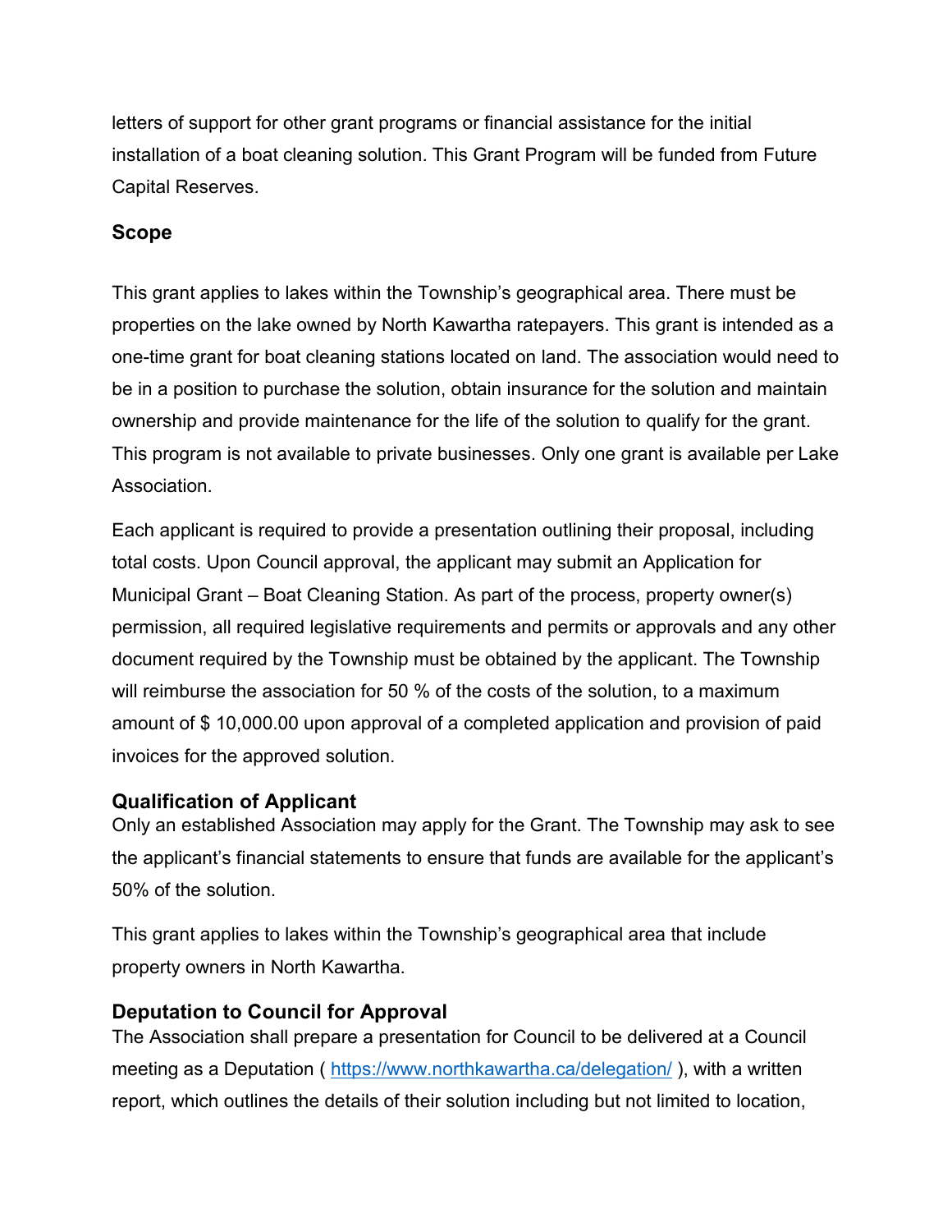letters of support for other grant programs or financial assistance for the initial installation of a boat cleaning solution. This Grant Program will be funded from Future Capital Reserves.

### Scope

This grant applies to lakes within the Township's geographical area. There must be properties on the lake owned by North Kawartha ratepayers. This grant is intended as a one-time grant for boat cleaning stations located on land. The association would need to be in a position to purchase the solution, obtain insurance for the solution and maintain ownership and provide maintenance for the life of the solution to qualify for the grant. This program is not available to private businesses. Only one grant is available per Lake Association.

Each applicant is required to provide a presentation outlining their proposal, including total costs. Upon Council approval, the applicant may submit an Application for Municipal Grant – Boat Cleaning Station. As part of the process, property owner(s) permission, all required legislative requirements and permits or approvals and any other document required by the Township must be obtained by the applicant. The Township will reimburse the association for 50 % of the costs of the solution, to a maximum amount of $ 10,000.00 upon approval of a completed application and provision of paid invoices for the approved solution.

### Qualification of Applicant

Only an established Association may apply for the Grant. The Township may ask to see the applicant's financial statements to ensure that funds are available for the applicant's 50% of the solution.

This grant applies to lakes within the Township's geographical area that include property owners in North Kawartha.

### Deputation to Council for Approval

The Association shall prepare a presentation for Council to be delivered at a Council meeting as a Deputation ( https://www.northkawartha.ca/delegation/ ), with a written report, which outlines the details of their solution including but not limited to location,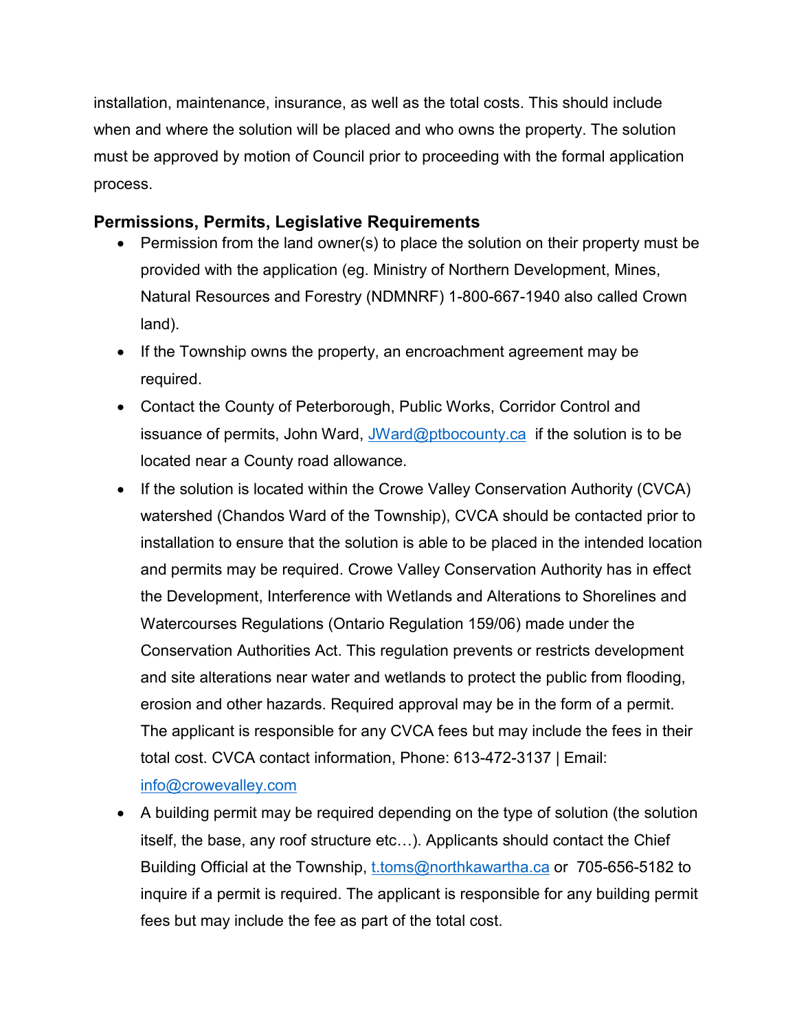installation, maintenance, insurance, as well as the total costs. This should include when and where the solution will be placed and who owns the property. The solution must be approved by motion of Council prior to proceeding with the formal application process.

### Permissions, Permits, Legislative Requirements

- Permission from the land owner(s) to place the solution on their property must be provided with the application (eg. Ministry of Northern Development, Mines, Natural Resources and Forestry (NDMNRF) 1-800-667-1940 also called Crown land).
- If the Township owns the property, an encroachment agreement may be required.
- Contact the County of Peterborough, Public Works, Corridor Control and issuance of permits, John Ward, JWard@ptbocounty.ca if the solution is to be located near a County road allowance.
- If the solution is located within the Crowe Valley Conservation Authority (CVCA) watershed (Chandos Ward of the Township), CVCA should be contacted prior to installation to ensure that the solution is able to be placed in the intended location and permits may be required. Crowe Valley Conservation Authority has in effect the Development, Interference with Wetlands and Alterations to Shorelines and Watercourses Regulations (Ontario Regulation 159/06) made under the Conservation Authorities Act. This regulation prevents or restricts development and site alterations near water and wetlands to protect the public from flooding, erosion and other hazards. Required approval may be in the form of a permit. The applicant is responsible for any CVCA fees but may include the fees in their total cost. CVCA contact information, Phone: 613-472-3137 | Email: info@crowevalley.com
- A building permit may be required depending on the type of solution (the solution itself, the base, any roof structure etc…). Applicants should contact the Chief Building Official at the Township, t.toms@northkawartha.ca or 705-656-5182 to inquire if a permit is required. The applicant is responsible for any building permit fees but may include the fee as part of the total cost.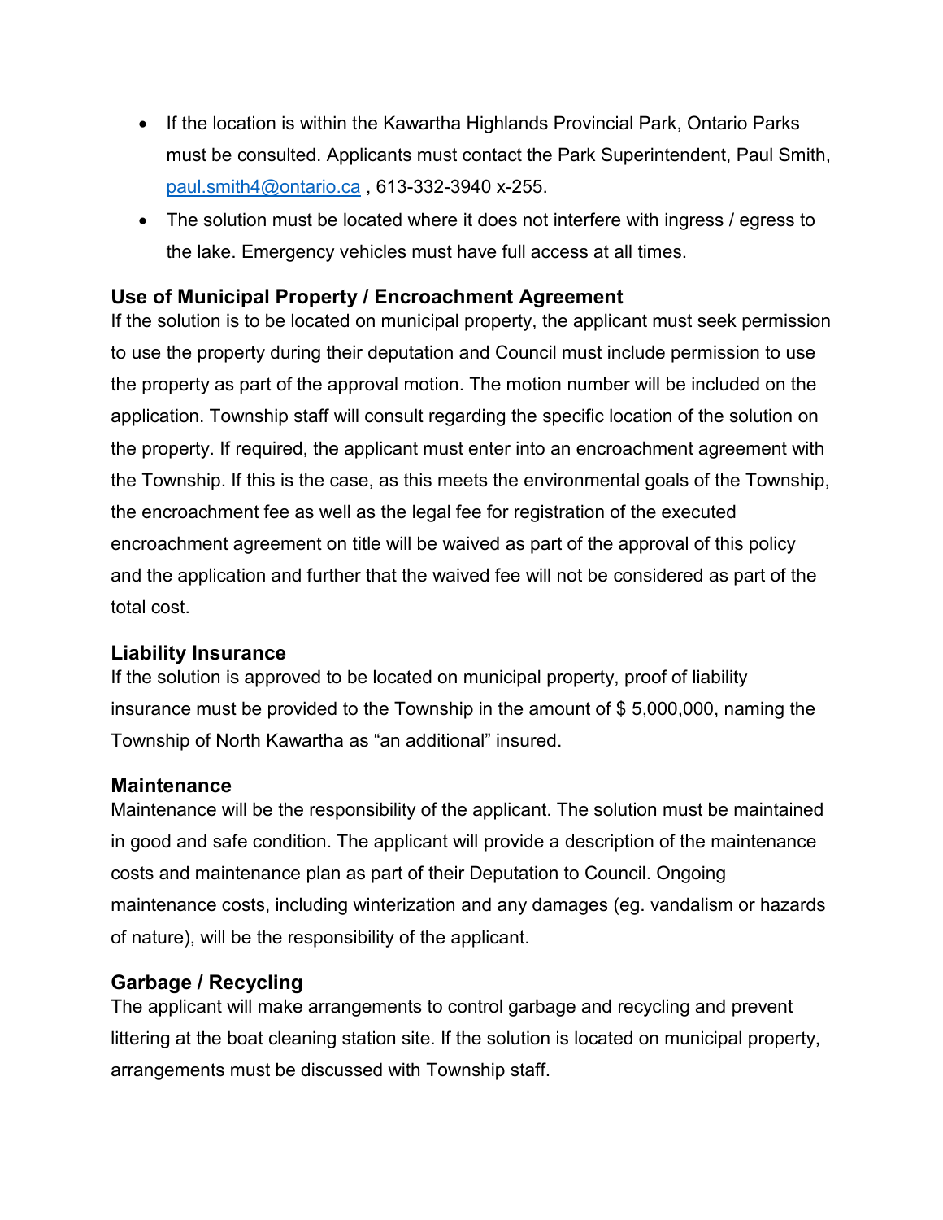- If the location is within the Kawartha Highlands Provincial Park, Ontario Parks must be consulted. Applicants must contact the Park Superintendent, Paul Smith, [paul.smith4@ontario.ca](mailto:paul.smith4@ontario.ca) , 613-332-3940 x-255.
- The solution must be located where it does not interfere with ingress / egress to the lake. Emergency vehicles must have full access at all times.

### Use of Municipal Property / Encroachment Agreement

If the solution is to be located on municipal property, the applicant must seek permission to use the property during their deputation and Council must include permission to use the property as part of the approval motion. The motion number will be included on the application. Township staff will consult regarding the specific location of the solution on the property. If required, the applicant must enter into an encroachment agreement with the Township. If this is the case, as this meets the environmental goals of the Township, the encroachment fee as well as the legal fee for registration of the executed encroachment agreement on title will be waived as part of the approval of this policy and the application and further that the waived fee will not be considered as part of the total cost.

### Liability Insurance

If the solution is approved to be located on municipal property, proof of liability insurance must be provided to the Township in the amount of $ 5,000,000, naming the Township of North Kawartha as "an additional" insured.

### Maintenance

Maintenance will be the responsibility of the applicant. The solution must be maintained in good and safe condition. The applicant will provide a description of the maintenance costs and maintenance plan as part of their Deputation to Council. Ongoing maintenance costs, including winterization and any damages (eg. vandalism or hazards of nature), will be the responsibility of the applicant.

### Garbage / Recycling

The applicant will make arrangements to control garbage and recycling and prevent littering at the boat cleaning station site. If the solution is located on municipal property, arrangements must be discussed with Township staff.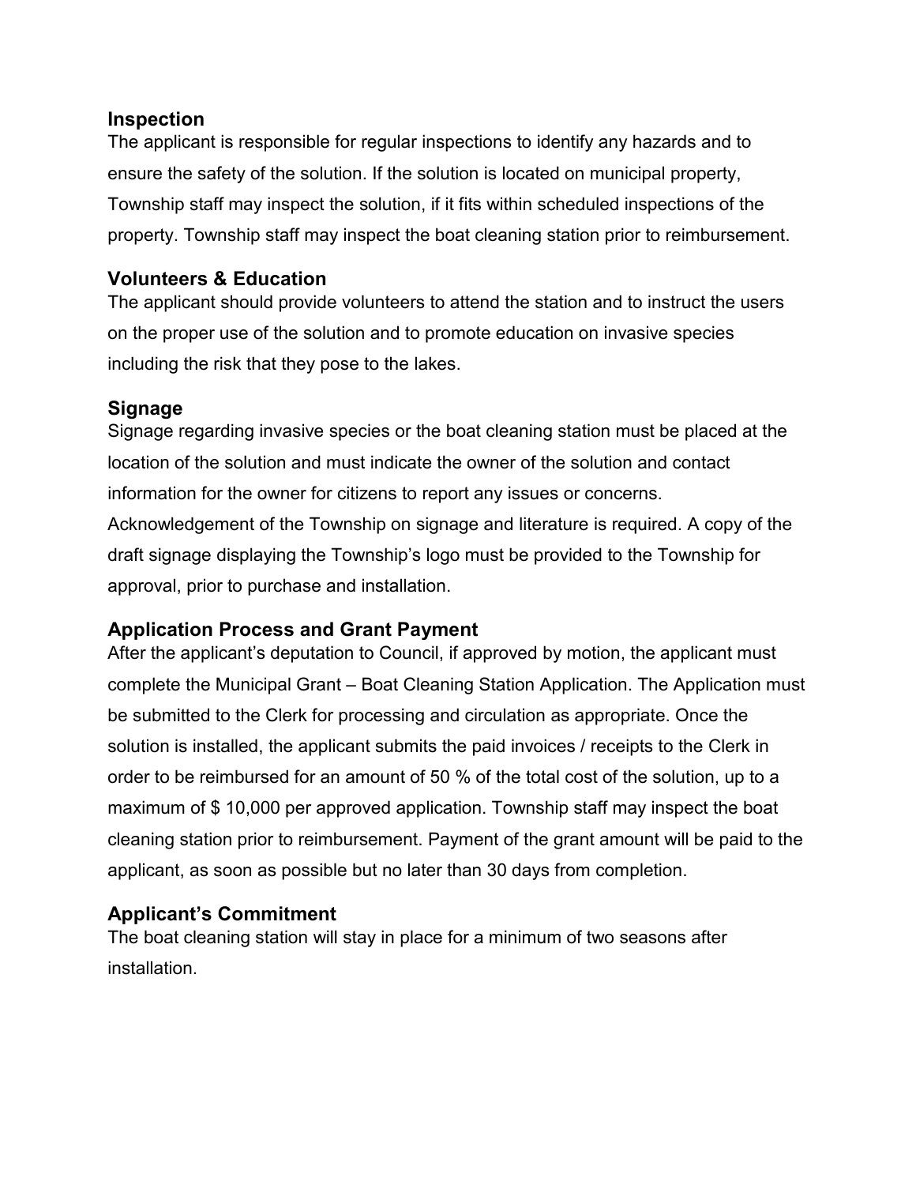### Inspection

The applicant is responsible for regular inspections to identify any hazards and to ensure the safety of the solution. If the solution is located on municipal property, Township staff may inspect the solution, if it fits within scheduled inspections of the property. Township staff may inspect the boat cleaning station prior to reimbursement.

### Volunteers & Education

The applicant should provide volunteers to attend the station and to instruct the users on the proper use of the solution and to promote education on invasive species including the risk that they pose to the lakes.

### Signage

Signage regarding invasive species or the boat cleaning station must be placed at the location of the solution and must indicate the owner of the solution and contact information for the owner for citizens to report any issues or concerns. Acknowledgement of the Township on signage and literature is required. A copy of the draft signage displaying the Township's logo must be provided to the Township for approval, prior to purchase and installation.

### Application Process and Grant Payment

After the applicant's deputation to Council, if approved by motion, the applicant must complete the Municipal Grant – Boat Cleaning Station Application. The Application must be submitted to the Clerk for processing and circulation as appropriate. Once the solution is installed, the applicant submits the paid invoices / receipts to the Clerk in order to be reimbursed for an amount of 50 % of the total cost of the solution, up to a maximum of $ 10,000 per approved application. Township staff may inspect the boat cleaning station prior to reimbursement. Payment of the grant amount will be paid to the applicant, as soon as possible but no later than 30 days from completion.

### Applicant's Commitment

The boat cleaning station will stay in place for a minimum of two seasons after installation.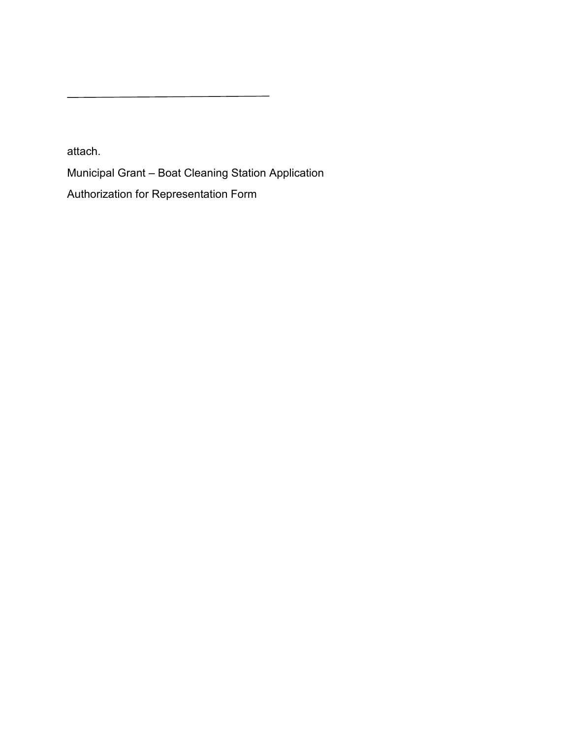______________________________________

attach.

Municipal Grant – Boat Cleaning Station Application

Authorization for Representation Form